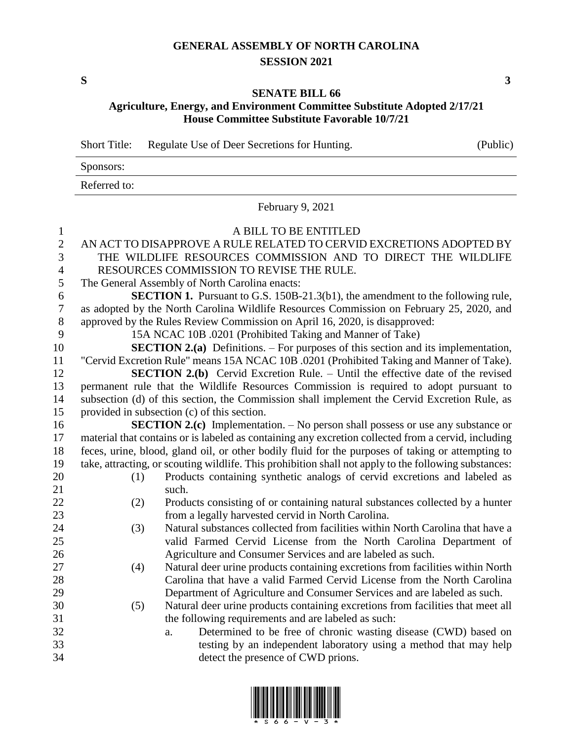# GENERAL ASSEMBLY OF NORTH CAROLINA
## SESSION 2021

**S** **3**

## SENATE BILL 66
### Agriculture, Energy, and Environment Committee Substitute Adopted 2/17/21
### House Committee Substitute Favorable 10/7/21

Short Title: Regulate Use of Deer Secretions for Hunting. (Public)

Sponsors:

Referred to:

February 9, 2021

A BILL TO BE ENTITLED

AN ACT TO DISAPPROVE A RULE RELATED TO CERVID EXCRETIONS ADOPTED BY THE WILDLIFE RESOURCES COMMISSION AND TO DIRECT THE WILDLIFE RESOURCES COMMISSION TO REVISE THE RULE.

The General Assembly of North Carolina enacts:

**SECTION 1.** Pursuant to G.S. 150B-21.3(b1), the amendment to the following rule, as adopted by the North Carolina Wildlife Resources Commission on February 25, 2020, and approved by the Rules Review Commission on April 16, 2020, is disapproved:

15A NCAC 10B .0201 (Prohibited Taking and Manner of Take)

**SECTION 2.(a)** Definitions. – For purposes of this section and its implementation, "Cervid Excretion Rule" means 15A NCAC 10B .0201 (Prohibited Taking and Manner of Take).

**SECTION 2.(b)** Cervid Excretion Rule. – Until the effective date of the revised permanent rule that the Wildlife Resources Commission is required to adopt pursuant to subsection (d) of this section, the Commission shall implement the Cervid Excretion Rule, as provided in subsection (c) of this section.

**SECTION 2.(c)** Implementation. – No person shall possess or use any substance or material that contains or is labeled as containing any excretion collected from a cervid, including feces, urine, blood, gland oil, or other bodily fluid for the purposes of taking or attempting to take, attracting, or scouting wildlife. This prohibition shall not apply to the following substances:

(1) Products containing synthetic analogs of cervid excretions and labeled as such.

(2) Products consisting of or containing natural substances collected by a hunter from a legally harvested cervid in North Carolina.

(3) Natural substances collected from facilities within North Carolina that have a valid Farmed Cervid License from the North Carolina Department of Agriculture and Consumer Services and are labeled as such.

(4) Natural deer urine products containing excretions from facilities within North Carolina that have a valid Farmed Cervid License from the North Carolina Department of Agriculture and Consumer Services and are labeled as such.

(5) Natural deer urine products containing excretions from facilities that meet all the following requirements and are labeled as such:

a. Determined to be free of chronic wasting disease (CWD) based on testing by an independent laboratory using a method that may help detect the presence of CWD prions.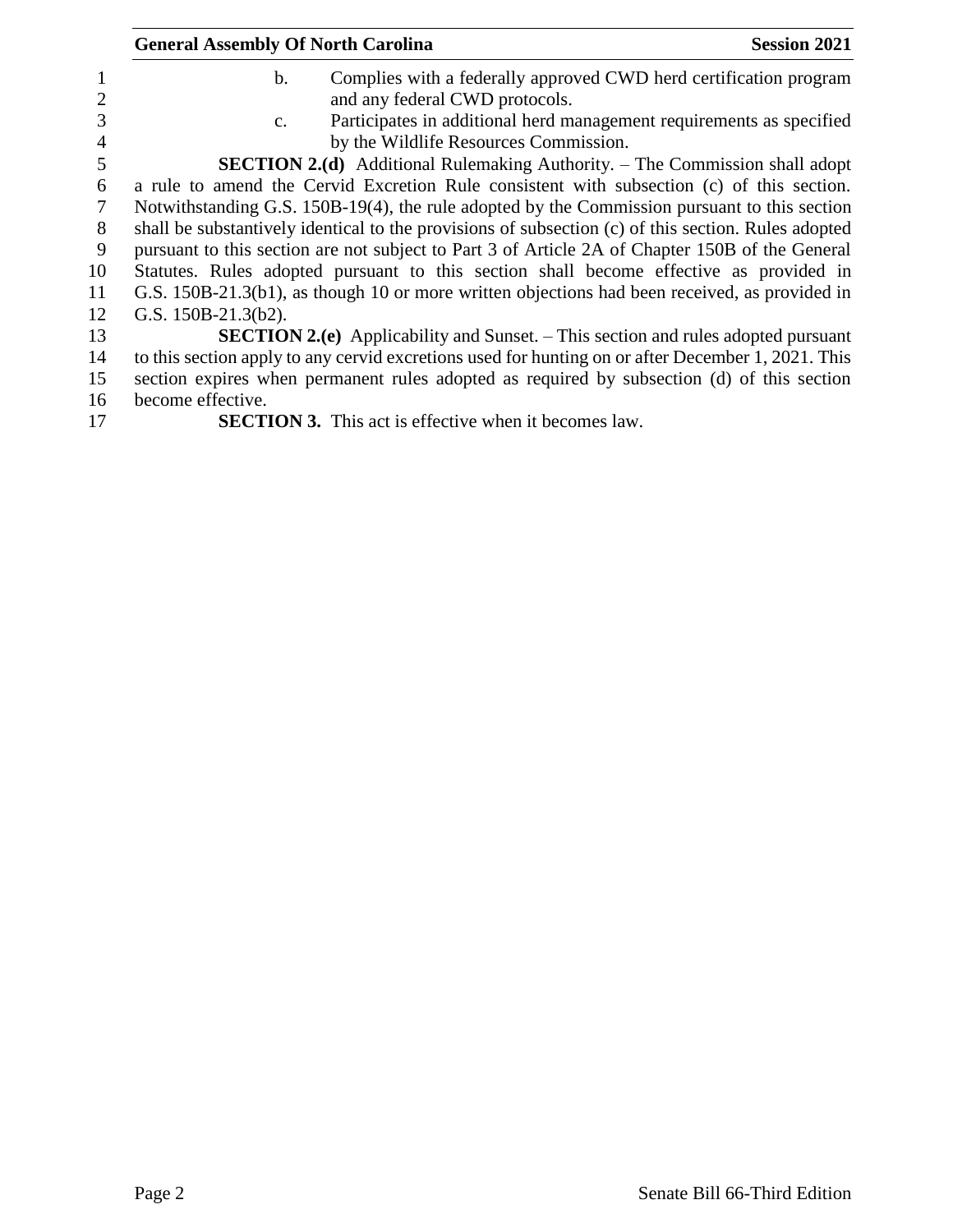b. Complies with a federally approved CWD herd certification program and any federal CWD protocols.

c. Participates in additional herd management requirements as specified by the Wildlife Resources Commission.

**SECTION 2.(d)** Additional Rulemaking Authority. – The Commission shall adopt a rule to amend the Cervid Excretion Rule consistent with subsection (c) of this section. Notwithstanding G.S. 150B-19(4), the rule adopted by the Commission pursuant to this section shall be substantively identical to the provisions of subsection (c) of this section. Rules adopted pursuant to this section are not subject to Part 3 of Article 2A of Chapter 150B of the General Statutes. Rules adopted pursuant to this section shall become effective as provided in G.S. 150B-21.3(b1), as though 10 or more written objections had been received, as provided in G.S. 150B-21.3(b2).

**SECTION 2.(e)** Applicability and Sunset. – This section and rules adopted pursuant to this section apply to any cervid excretions used for hunting on or after December 1, 2021. This section expires when permanent rules adopted as required by subsection (d) of this section become effective.

**SECTION 3.** This act is effective when it becomes law.